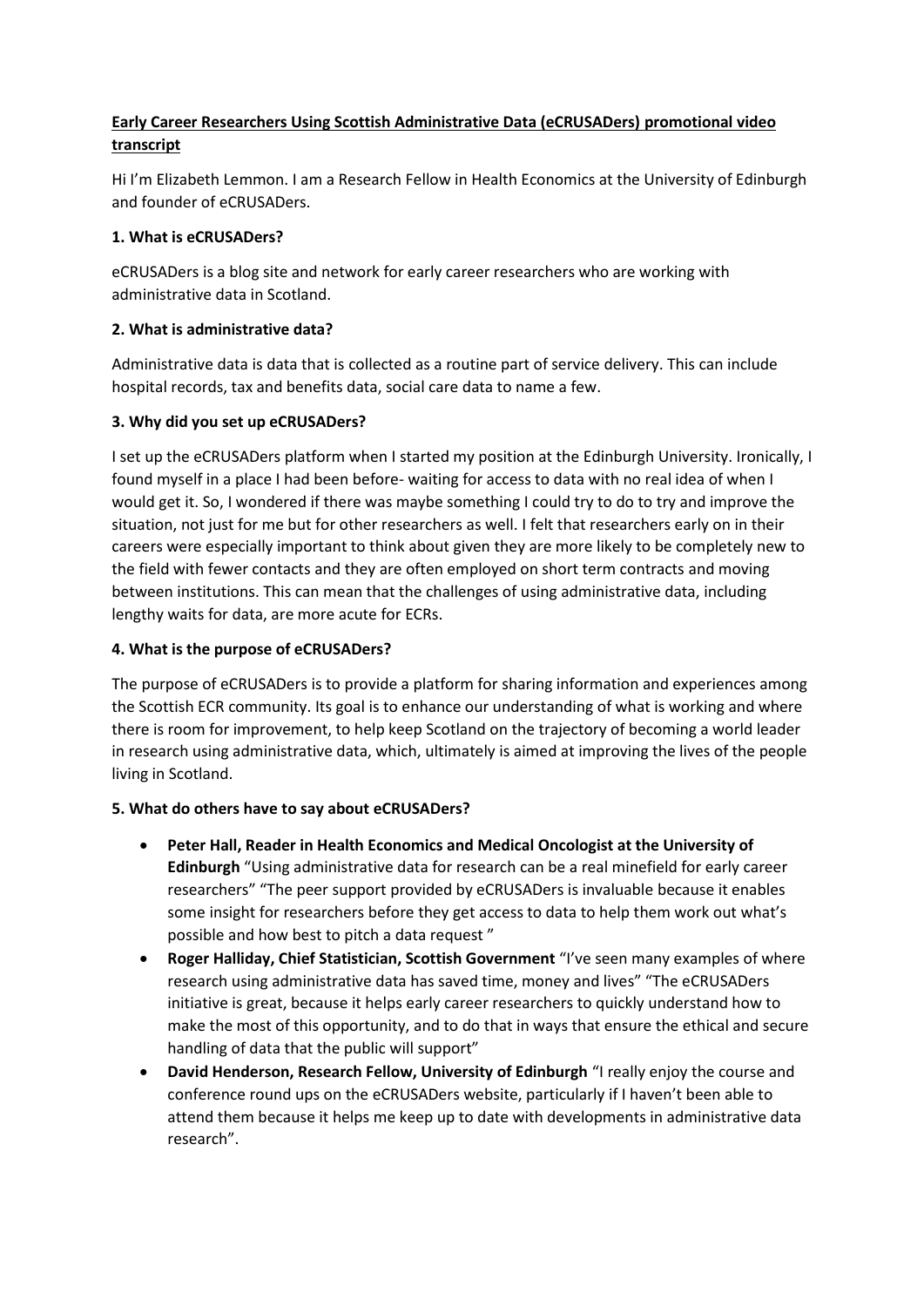**Early Career Researchers Using Scottish Administrative Data (eCRUSADers) promotional video transcript**

Hi I'm Elizabeth Lemmon. I am a Research Fellow in Health Economics at the University of Edinburgh and founder of eCRUSADers.

**1. What is eCRUSADers?**

eCRUSADers is a blog site and network for early career researchers who are working with administrative data in Scotland.

**2. What is administrative data?**

Administrative data is data that is collected as a routine part of service delivery. This can include hospital records, tax and benefits data, social care data to name a few.

**3. Why did you set up eCRUSADers?**

I set up the eCRUSADers platform when I started my position at the Edinburgh University. Ironically, I found myself in a place I had been before- waiting for access to data with no real idea of when I would get it. So, I wondered if there was maybe something I could try to do to try and improve the situation, not just for me but for other researchers as well. I felt that researchers early on in their careers were especially important to think about given they are more likely to be completely new to the field with fewer contacts and they are often employed on short term contracts and moving between institutions. This can mean that the challenges of using administrative data, including lengthy waits for data, are more acute for ECRs.

**4. What is the purpose of eCRUSADers?**

The purpose of eCRUSADers is to provide a platform for sharing information and experiences among the Scottish ECR community. Its goal is to enhance our understanding of what is working and where there is room for improvement, to help keep Scotland on the trajectory of becoming a world leader in research using administrative data, which, ultimately is aimed at improving the lives of the people living in Scotland.

**5. What do others have to say about eCRUSADers?**

- **Peter Hall, Reader in Health Economics and Medical Oncologist at the University of Edinburgh** "Using administrative data for research can be a real minefield for early career researchers" "The peer support provided by eCRUSADers is invaluable because it enables some insight for researchers before they get access to data to help them work out what's possible and how best to pitch a data request "
- **Roger Halliday, Chief Statistician, Scottish Government** "I've seen many examples of where research using administrative data has saved time, money and lives" "The eCRUSADers initiative is great, because it helps early career researchers to quickly understand how to make the most of this opportunity, and to do that in ways that ensure the ethical and secure handling of data that the public will support"
- **David Henderson, Research Fellow, University of Edinburgh** "I really enjoy the course and conference round ups on the eCRUSADers website, particularly if I haven't been able to attend them because it helps me keep up to date with developments in administrative data research".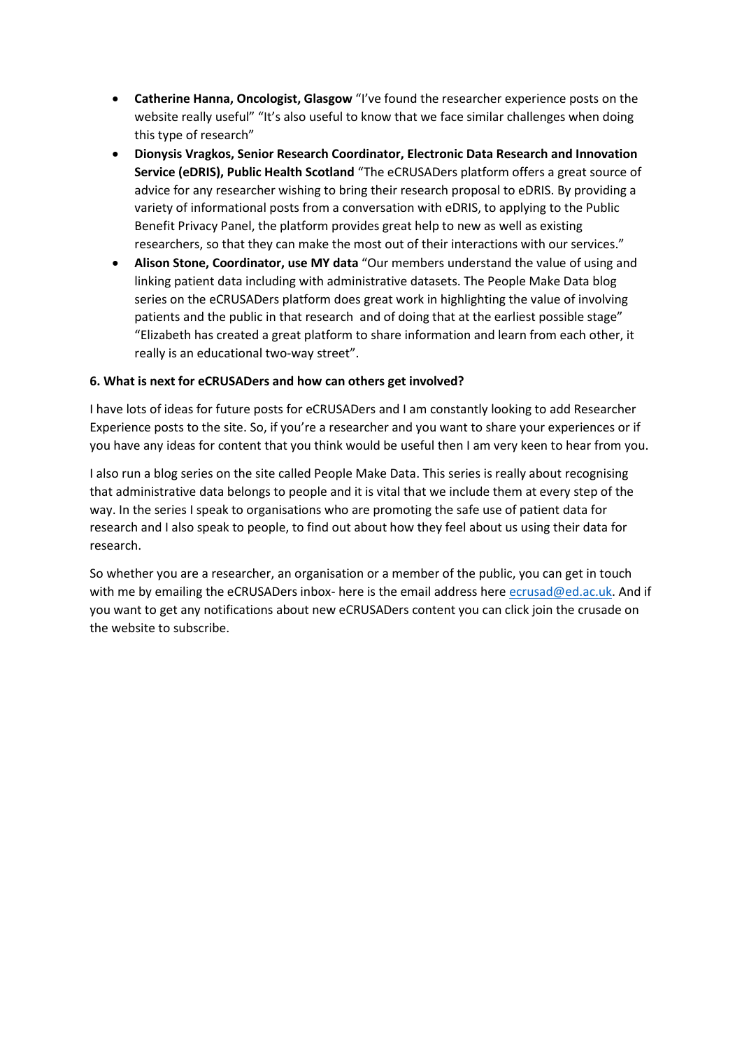- **Catherine Hanna, Oncologist, Glasgow** "I've found the researcher experience posts on the website really useful" "It's also useful to know that we face similar challenges when doing this type of research"
- **Dionysis Vragkos, Senior Research Coordinator, Electronic Data Research and Innovation Service (eDRIS), Public Health Scotland** "The eCRUSADers platform offers a great source of advice for any researcher wishing to bring their research proposal to eDRIS. By providing a variety of informational posts from a conversation with eDRIS, to applying to the Public Benefit Privacy Panel, the platform provides great help to new as well as existing researchers, so that they can make the most out of their interactions with our services."
- **Alison Stone, Coordinator, use MY data** "Our members understand the value of using and linking patient data including with administrative datasets. The People Make Data blog series on the eCRUSADers platform does great work in highlighting the value of involving patients and the public in that research and of doing that at the earliest possible stage" "Elizabeth has created a great platform to share information and learn from each other, it really is an educational two-way street".

**6. What is next for eCRUSADers and how can others get involved?**

I have lots of ideas for future posts for eCRUSADers and I am constantly looking to add Researcher Experience posts to the site. So, if you're a researcher and you want to share your experiences or if you have any ideas for content that you think would be useful then I am very keen to hear from you.

I also run a blog series on the site called People Make Data. This series is really about recognising that administrative data belongs to people and it is vital that we include them at every step of the way. In the series I speak to organisations who are promoting the safe use of patient data for research and I also speak to people, to find out about how they feel about us using their data for research.

So whether you are a researcher, an organisation or a member of the public, you can get in touch with me by emailing the eCRUSADers inbox- here is the email address here ecrusad@ed.ac.uk. And if you want to get any notifications about new eCRUSADers content you can click join the crusade on the website to subscribe.